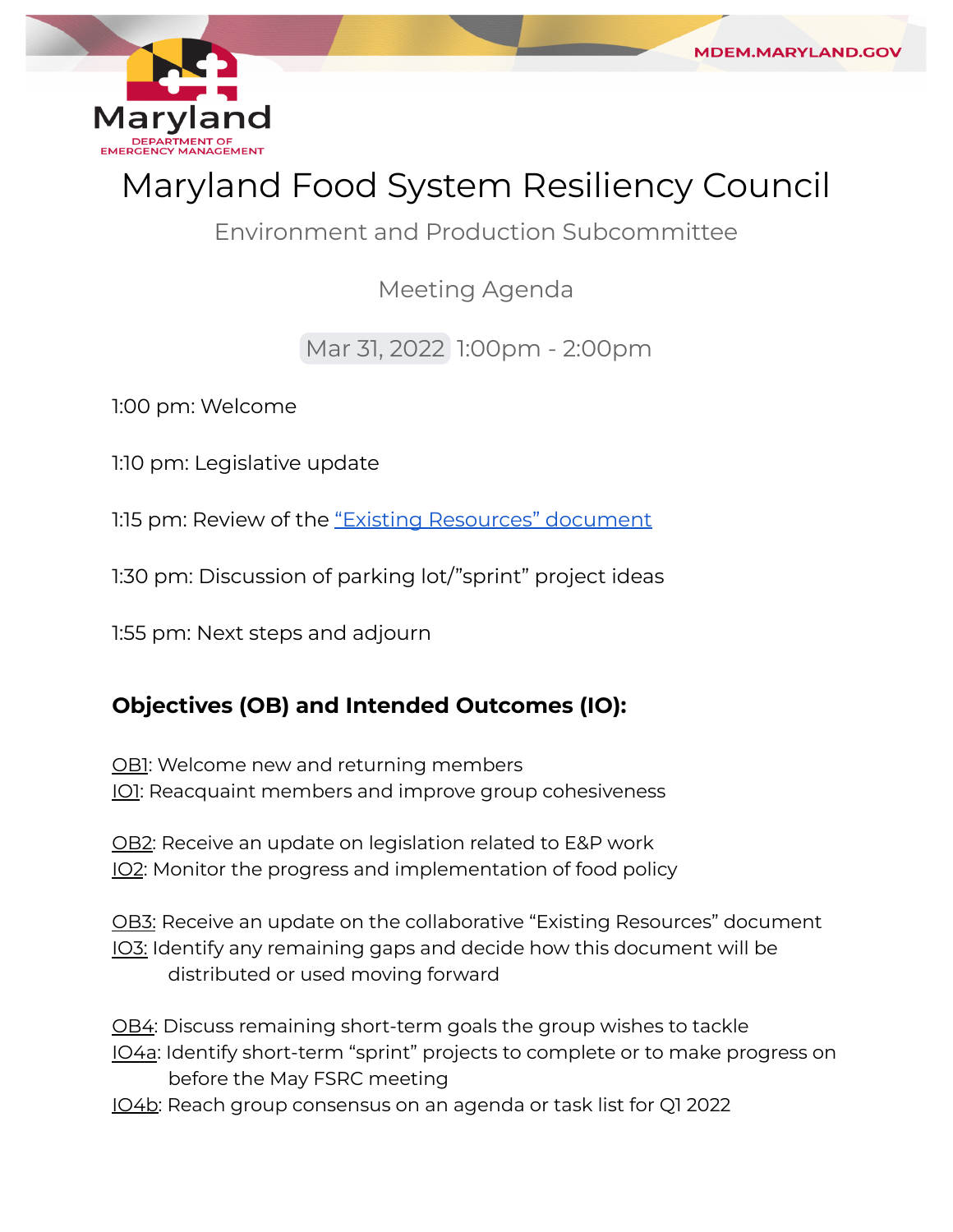# Maryland Food System Resiliency Council

## Environment and Production Subcommittee

### Meeting Agenda

Mar 31, 2022 1:00pm - 2:00pm

1:00 pm: Welcome

1:10 pm: Legislative update

1:15 pm: Review of the "Existing Resources" document

1:30 pm: Discussion of parking lot/"sprint" project ideas

1:55 pm: Next steps and adjourn

**Objectives (OB) and Intended Outcomes (IO):**

OB1: Welcome new and returning members
IO1: Reacquaint members and improve group cohesiveness

OB2: Receive an update on legislation related to E&P work
IO2: Monitor the progress and implementation of food policy

OB3: Receive an update on the collaborative "Existing Resources" document
IO3: Identify any remaining gaps and decide how this document will be distributed or used moving forward

OB4: Discuss remaining short-term goals the group wishes to tackle
IO4a: Identify short-term "sprint" projects to complete or to make progress on before the May FSRC meeting
IO4b: Reach group consensus on an agenda or task list for Q1 2022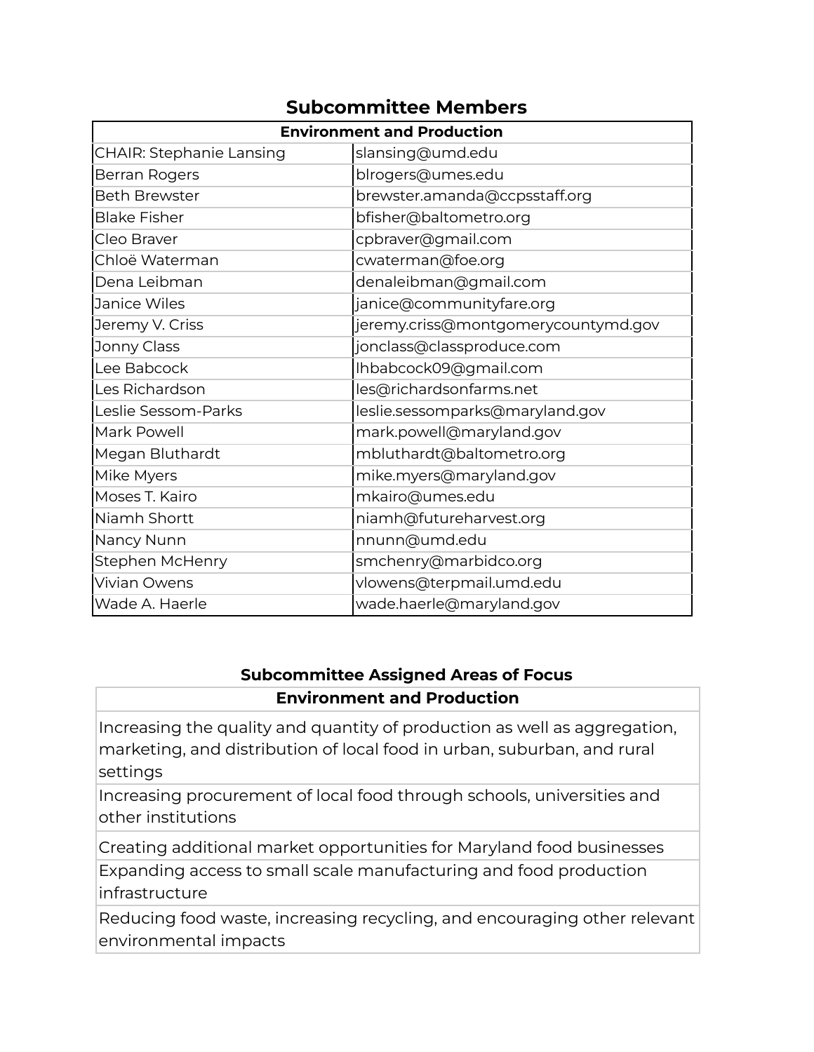## Subcommittee Members

| Environment and Production | |
|---|---|
| CHAIR: Stephanie Lansing | slansing@umd.edu |
| Berran Rogers | blrogers@umes.edu |
| Beth Brewster | brewster.amanda@ccpsstaff.org |
| Blake Fisher | bfisher@baltometro.org |
| Cleo Braver | cpbraver@gmail.com |
| Chloë Waterman | cwaterman@foe.org |
| Dena Leibman | denaleibman@gmail.com |
| Janice Wiles | janice@communityfare.org |
| Jeremy V. Criss | jeremy.criss@montgomerycountymd.gov |
| Jonny Class | jonclass@classproduce.com |
| Lee Babcock | lhbabcock09@gmail.com |
| Les Richardson | les@richardsonfarms.net |
| Leslie Sessom-Parks | leslie.sessomparks@maryland.gov |
| Mark Powell | mark.powell@maryland.gov |
| Megan Bluthardt | mbluthardt@baltometro.org |
| Mike Myers | mike.myers@maryland.gov |
| Moses T. Kairo | mkairo@umes.edu |
| Niamh Shortt | niamh@futureharvest.org |
| Nancy Nunn | nnunn@umd.edu |
| Stephen McHenry | smchenry@marbidco.org |
| Vivian Owens | vlowens@terpmail.umd.edu |
| Wade A. Haerle | wade.haerle@maryland.gov |

## Subcommittee Assigned Areas of Focus

| Environment and Production |
|---|
| Increasing the quality and quantity of production as well as aggregation, marketing, and distribution of local food in urban, suburban, and rural settings |
| Increasing procurement of local food through schools, universities and other institutions |
| Creating additional market opportunities for Maryland food businesses |
| Expanding access to small scale manufacturing and food production infrastructure |
| Reducing food waste, increasing recycling, and encouraging other relevant environmental impacts |